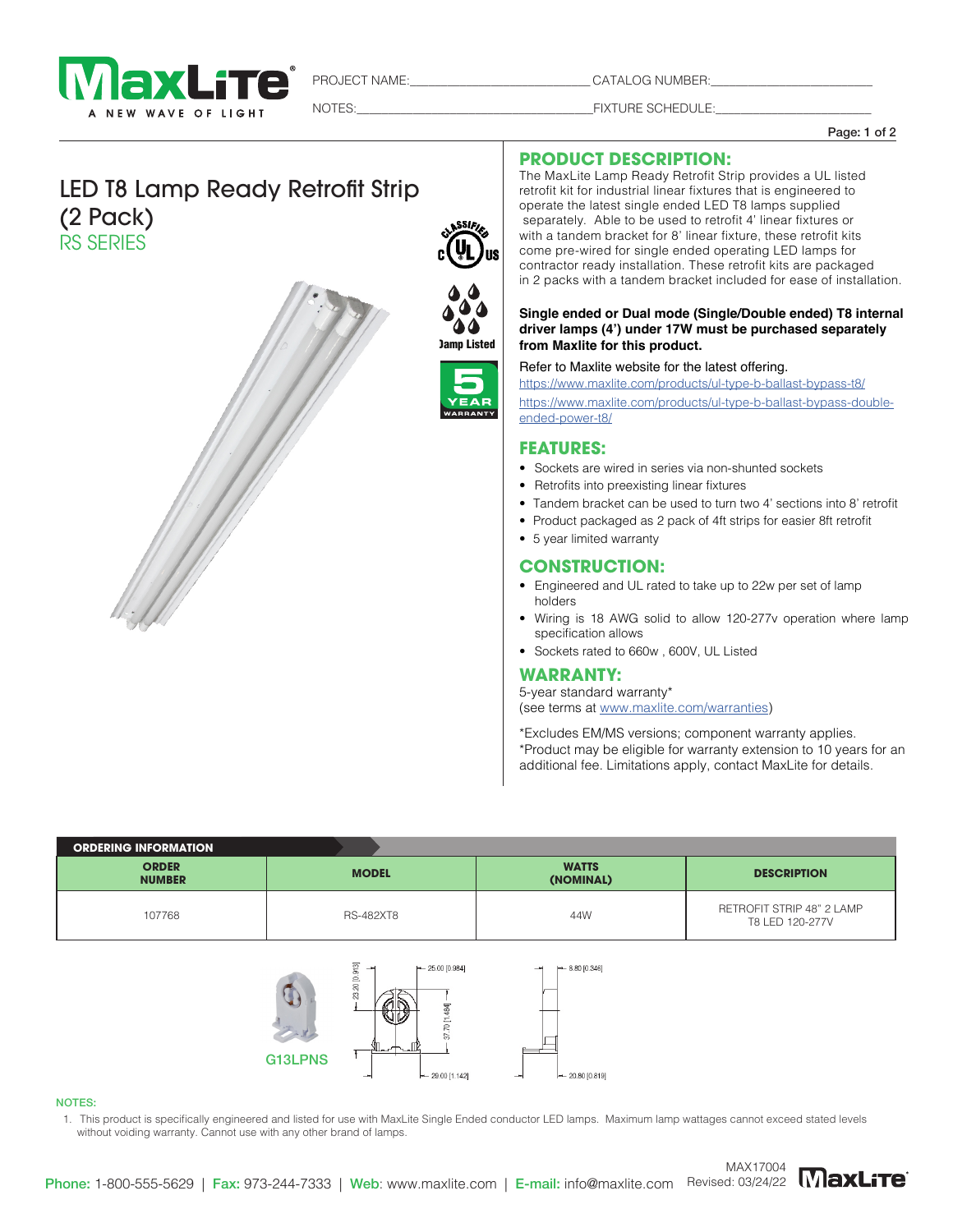PROJECT NAME:__________________________ CATALOG NUMBER:________________________

NOTES:___________________________________FIXTURE SCHEDULE:_______________________

# LED T8 Lamp Ready Retrofit Strip (2 Pack)

## RS SERIES

Damp Listed

5 YEAR WARRANTY

## PRODUCT DESCRIPTION:

The MaxLite Lamp Ready Retrofit Strip provides a UL listed retrofit kit for industrial linear fixtures that is engineered to operate the latest single ended LED T8 lamps supplied separately. Able to be used to retrofit 4' linear fixtures or with a tandem bracket for 8' linear fixture, these retrofit kits come pre-wired for single ended operating LED lamps for contractor ready installation. These retrofit kits are packaged in 2 packs with a tandem bracket included for ease of installation.

**Single ended or Dual mode (Single/Double ended) T8 internal driver lamps (4') under 17W must be purchased separately from Maxlite for this product.**

Refer to Maxlite website for the latest offering.

https://www.maxlite.com/products/ul-type-b-ballast-bypass-t8/

https://www.maxlite.com/products/ul-type-b-ballast-bypass-double-ended-power-t8/

## FEATURES:

- Sockets are wired in series via non-shunted sockets
- Retrofits into preexisting linear fixtures
- Tandem bracket can be used to turn two 4' sections into 8' retrofit
- Product packaged as 2 pack of 4ft strips for easier 8ft retrofit
- 5 year limited warranty

## CONSTRUCTION:

- Engineered and UL rated to take up to 22w per set of lamp holders
- Wiring is 18 AWG solid to allow 120-277v operation where lamp specification allows
- Sockets rated to 660w , 600V, UL Listed

## WARRANTY:

5-year standard warranty*
(see terms at www.maxlite.com/warranties)

*Excludes EM/MS versions; component warranty applies.
*Product may be eligible for warranty extension to 10 years for an additional fee. Limitations apply, contact MaxLite for details.

**ORDERING INFORMATION**

| ORDER NUMBER | MODEL | WATTS (NOMINAL) | DESCRIPTION |
|---|---|---|---|
| 107768 | RS-482XT8 | 44W | RETROFIT STRIP 48" 2 LAMP T8 LED 120-277V |

G13LPNS

23.20 [0.913] | 25.00 [0.984] | 37.70 [1.484] | 29.00 [1.142] | 8.80 [0.346] | 20.80 [0.819]

NOTES:

1. This product is specifically engineered and listed for use with MaxLite Single Ended conductor LED lamps. Maximum lamp wattages cannot exceed stated levels without voiding warranty. Cannot use with any other brand of lamps.

**Phone:** 1-800-555-5629 | **Fax:** 973-244-7333 | **Web:** www.maxlite.com | **E-mail:** info@maxlite.com

MAX17004
Revised: 03/24/22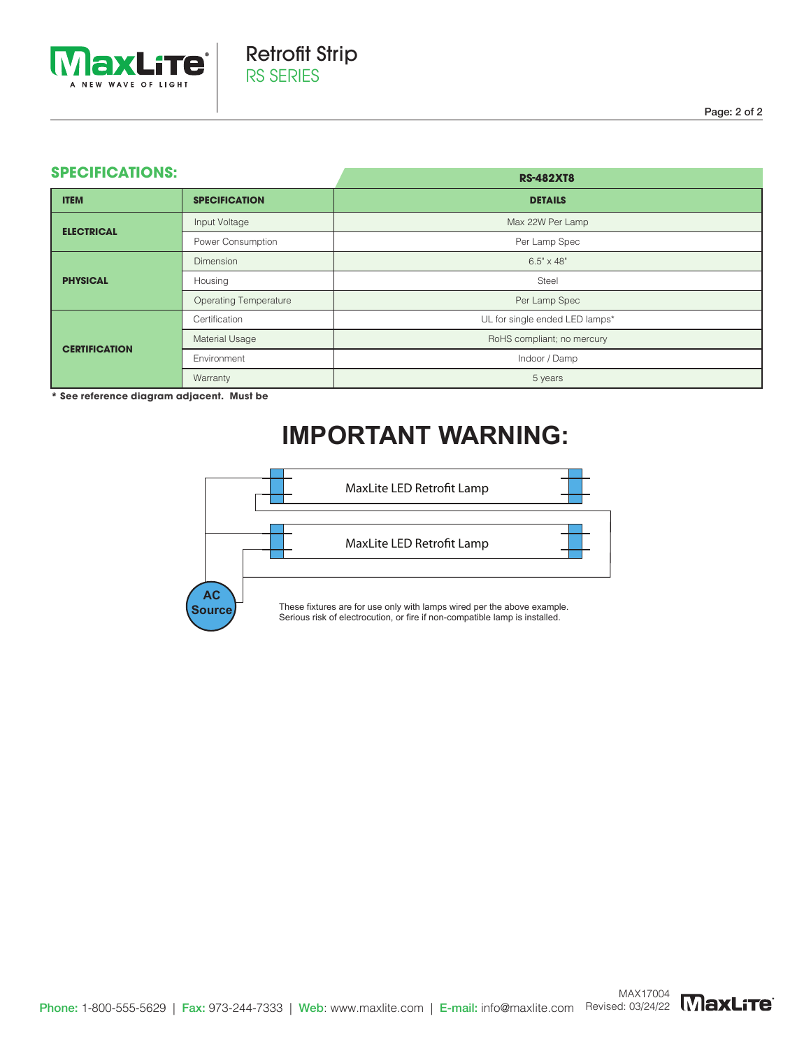## SPECIFICATIONS:

| ITEM | SPECIFICATION | RS-482XT8 DETAILS |
|---|---|---|
| ELECTRICAL | Input Voltage | Max 22W Per Lamp |
| | Power Consumption | Per Lamp Spec |
| PHYSICAL | Dimension | 6.5" x 48" |
| | Housing | Steel |
| | Operating Temperature | Per Lamp Spec |
| CERTIFICATION | Certification | UL for single ended LED lamps* |
| | Material Usage | RoHS compliant; no mercury |
| | Environment | Indoor / Damp |
| | Warranty | 5 years |

**\* See reference diagram adjacent. Must be**

# IMPORTANT WARNING:

MaxLite LED Retrofit Lamp

MaxLite LED Retrofit Lamp

AC Source

These fixtures are for use only with lamps wired per the above example.
Serious risk of electrocution, or fire if non-compatible lamp is installed.

**Phone:** 1-800-555-5629 | **Fax:** 973-244-7333 | **Web:** www.maxlite.com | **E-mail:** info@maxlite.com

MAX17004
Revised: 03/24/22